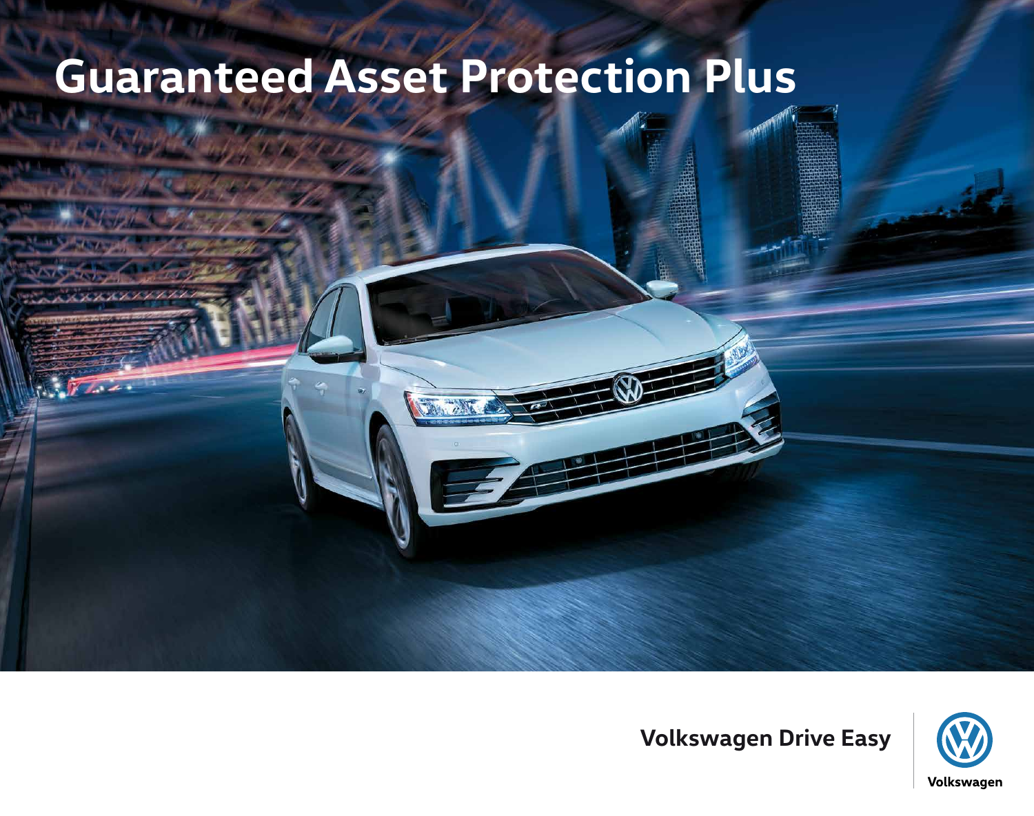# Guaranteed Asset Protection Plus

**Volkswagen Drive Easy**

Volkswagen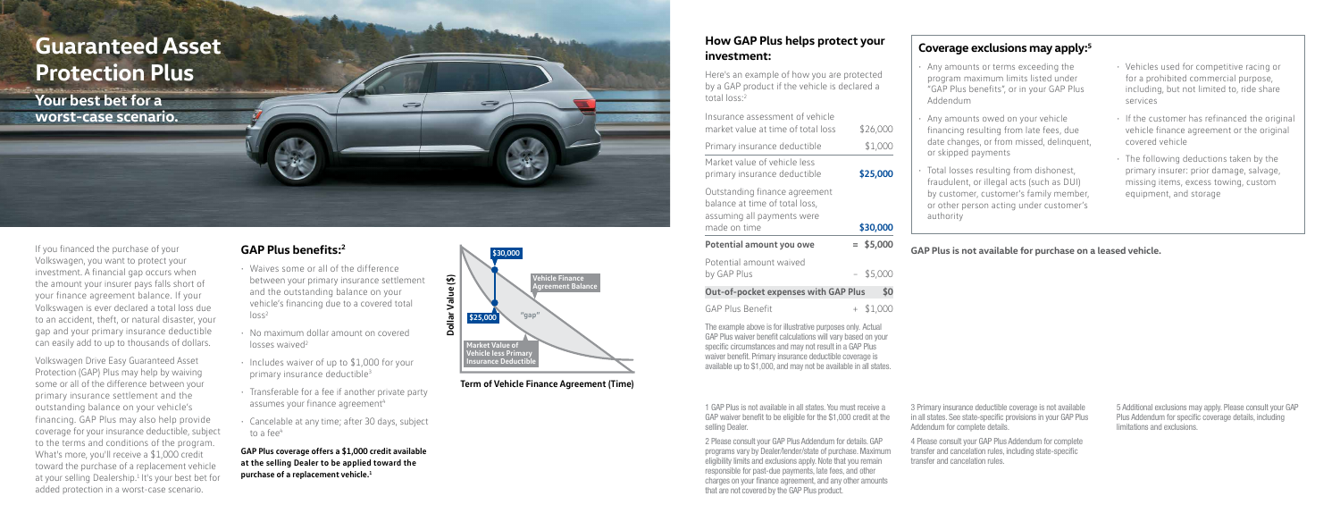# Guaranteed Asset Protection Plus

## Your best bet for a worst-case scenario.

If you financed the purchase of your Volkswagen, you want to protect your investment. A financial gap occurs when the amount your insurer pays falls short of your finance agreement balance. If your Volkswagen is ever declared a total loss due to an accident, theft, or natural disaster, your gap and your primary insurance deductible can easily add up to thousands of dollars.

Volkswagen Drive Easy Guaranteed Asset Protection (GAP) Plus may help by waiving some or all of the difference between your primary insurance settlement and the outstanding balance on your vehicle's financing. GAP Plus may also help provide coverage for your insurance deductible, subject to the terms and conditions of the program. What's more, you'll receive a $1,000 credit toward the purchase of a replacement vehicle at your selling Dealership.[1] It's your best bet for added protection in a worst-case scenario.

## GAP Plus benefits:[2]

- Waives some or all of the difference between your primary insurance settlement and the outstanding balance on your vehicle's financing due to a covered total loss[2]
- No maximum dollar amount on covered losses waived[2]
- Includes waiver of up to $1,000 for your primary insurance deductible[3]
- Transferable for a fee if another private party assumes your finance agreement[4]
- Cancelable at any time; after 30 days, subject to a fee[4]

**GAP Plus coverage offers a $1,000 credit available at the selling Dealer to be applied toward the purchase of a replacement vehicle.[1]**

Dollar Value ($)

$30,000 — Vehicle Finance Agreement Balance

"gap"

$25,000 — Market Value of Vehicle less Primary Insurance Deductible

**Term of Vehicle Finance Agreement (Time)**

## How GAP Plus helps protect your investment:

Here's an example of how you are protected by a GAP product if the vehicle is declared a total loss:[2]

| | |
|---|---|
| Insurance assessment of vehicle market value at time of total loss | $26,000 |
| Primary insurance deductible | $1,000 |
| Market value of vehicle less primary insurance deductible | **$25,000** |
| Outstanding finance agreement balance at time of total loss, assuming all payments were made on time | **$30,000** |
| **Potential amount you owe** | **= $5,000** |
| Potential amount waived by GAP Plus | − $5,000 |
| **Out-of-pocket expenses with GAP Plus** | **$0** |
| GAP Plus Benefit | + $1,000 |

The example above is for illustrative purposes only. Actual GAP Plus waiver benefit calculations will vary based on your specific circumstances and may not result in a GAP Plus waiver benefit. Primary insurance deductible coverage is available up to $1,000, and may not be available in all states.

## Coverage exclusions may apply:[5]

- Any amounts or terms exceeding the program maximum limits listed under "GAP Plus benefits", or in your GAP Plus Addendum
- Any amounts owed on your vehicle financing resulting from late fees, due date changes, or from missed, delinquent, or skipped payments
- Total losses resulting from dishonest, fraudulent, or illegal acts (such as DUI) by customer, customer's family member, or other person acting under customer's authority
- Vehicles used for competitive racing or for a prohibited commercial purpose, including, but not limited to, ride share services
- If the customer has refinanced the original vehicle finance agreement or the original covered vehicle
- The following deductions taken by the primary insurer: prior damage, salvage, missing items, excess towing, custom equipment, and storage

**GAP Plus is not available for purchase on a leased vehicle.**

1 GAP Plus is not available in all states. You must receive a GAP waiver benefit to be eligible for the $1,000 credit at the selling Dealer.

2 Please consult your GAP Plus Addendum for details. GAP programs vary by Dealer/lender/state of purchase. Maximum eligibility limits and exclusions apply. Note that you remain responsible for past-due payments, late fees, and other charges on your finance agreement, and any other amounts that are not covered by the GAP Plus product.

3 Primary insurance deductible coverage is not available in all states. See state-specific provisions in your GAP Plus Addendum for complete details.

4 Please consult your GAP Plus Addendum for complete transfer and cancelation rules, including state-specific transfer and cancelation rules.

5 Additional exclusions may apply. Please consult your GAP Plus Addendum for specific coverage details, including limitations and exclusions.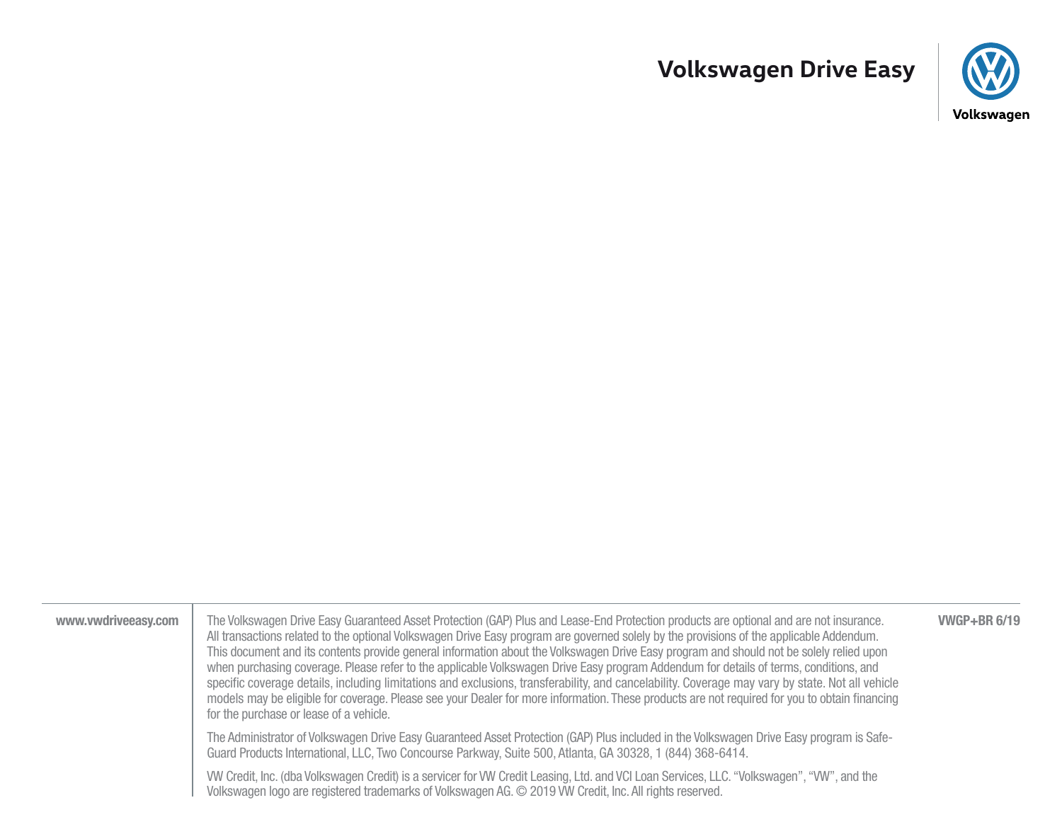# Volkswagen Drive Easy

Volkswagen

www.vwdriveeasy.com

The Volkswagen Drive Easy Guaranteed Asset Protection (GAP) Plus and Lease-End Protection products are optional and are not insurance. All transactions related to the optional Volkswagen Drive Easy program are governed solely by the provisions of the applicable Addendum. This document and its contents provide general information about the Volkswagen Drive Easy program and should not be solely relied upon when purchasing coverage. Please refer to the applicable Volkswagen Drive Easy program Addendum for details of terms, conditions, and specific coverage details, including limitations and exclusions, transferability, and cancelability. Coverage may vary by state. Not all vehicle models may be eligible for coverage. Please see your Dealer for more information. These products are not required for you to obtain financing for the purchase or lease of a vehicle.

The Administrator of Volkswagen Drive Easy Guaranteed Asset Protection (GAP) Plus included in the Volkswagen Drive Easy program is Safe-Guard Products International, LLC, Two Concourse Parkway, Suite 500, Atlanta, GA 30328, 1 (844) 368-6414.

VW Credit, Inc. (dba Volkswagen Credit) is a servicer for VW Credit Leasing, Ltd. and VCI Loan Services, LLC. "Volkswagen", "VW", and the Volkswagen logo are registered trademarks of Volkswagen AG. © 2019 VW Credit, Inc. All rights reserved.

VWGP+BR 6/19